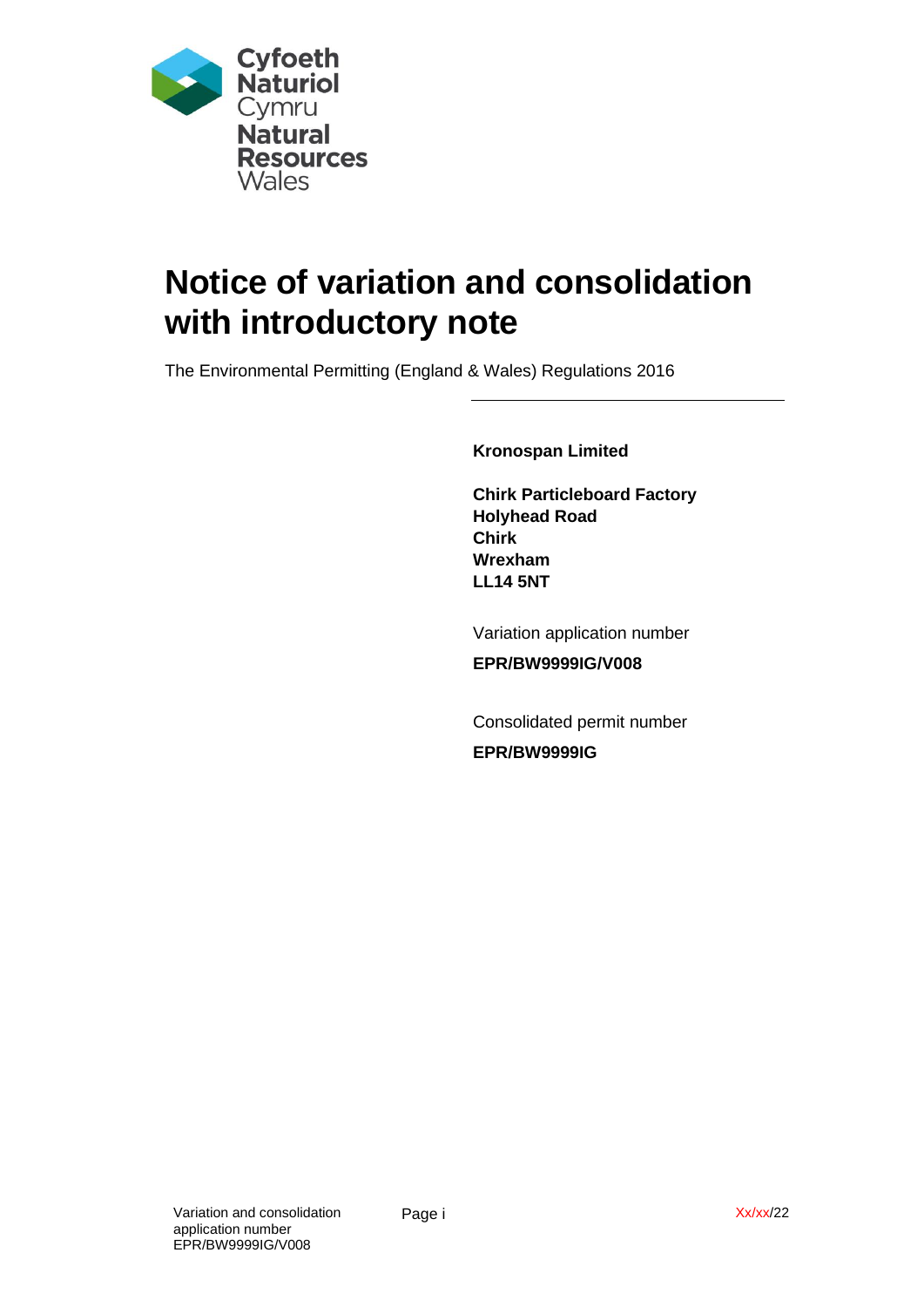Cyfoeth Naturiol Cymru
Natural Resources Wales

# Notice of variation and consolidation with introductory note

The Environmental Permitting (England & Wales) Regulations 2016

**Kronospan Limited**

**Chirk Particleboard Factory**
**Holyhead Road**
**Chirk**
**Wrexham**
**LL14 5NT**

Variation application number

**EPR/BW9999IG/V008**

Consolidated permit number

**EPR/BW9999IG**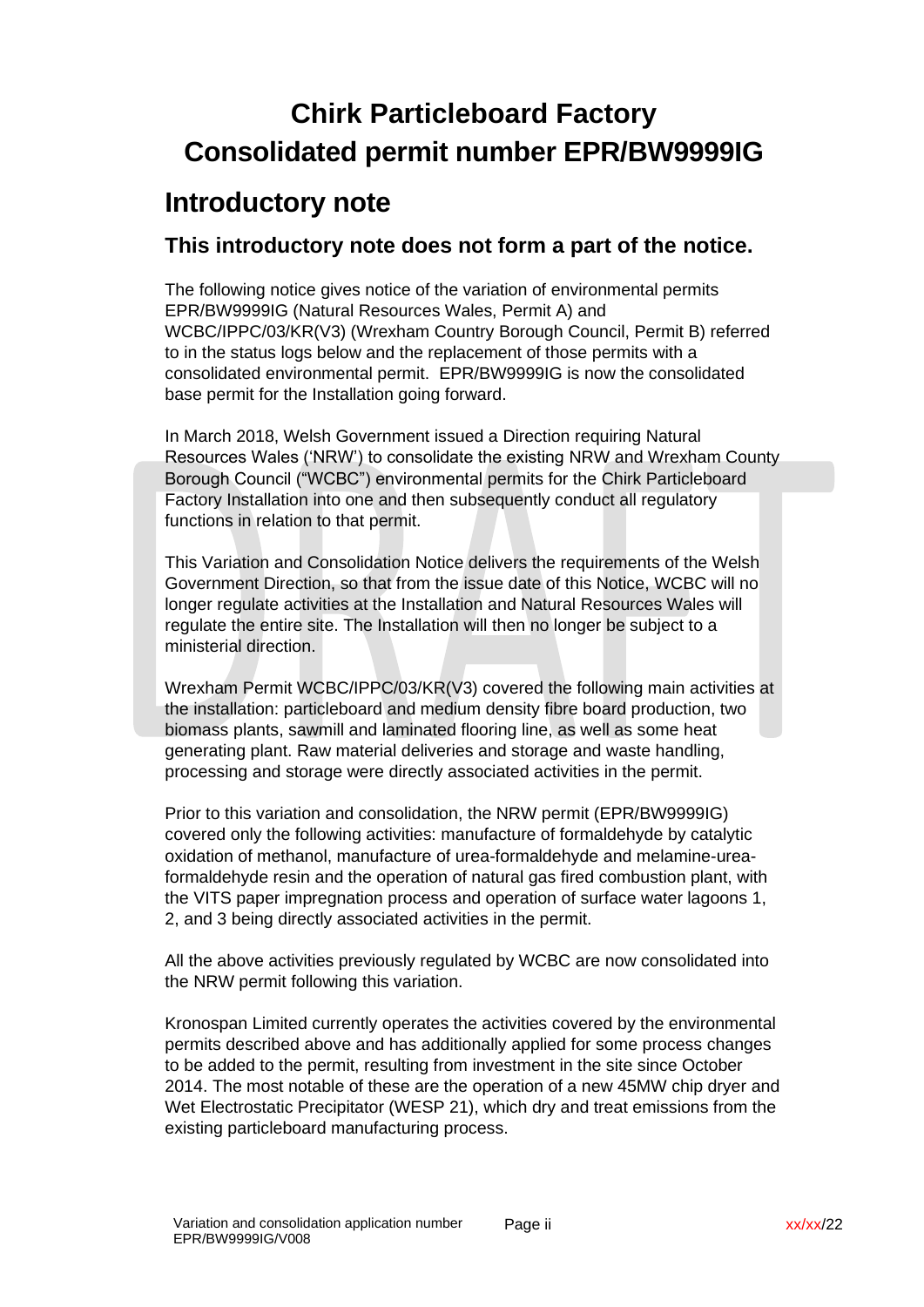# Chirk Particleboard Factory
# Consolidated permit number EPR/BW9999IG

## Introductory note

### This introductory note does not form a part of the notice.

The following notice gives notice of the variation of environmental permits EPR/BW9999IG (Natural Resources Wales, Permit A) and WCBC/IPPC/03/KR(V3) (Wrexham Country Borough Council, Permit B) referred to in the status logs below and the replacement of those permits with a consolidated environmental permit. EPR/BW9999IG is now the consolidated base permit for the Installation going forward.

In March 2018, Welsh Government issued a Direction requiring Natural Resources Wales ('NRW') to consolidate the existing NRW and Wrexham County Borough Council ("WCBC") environmental permits for the Chirk Particleboard Factory Installation into one and then subsequently conduct all regulatory functions in relation to that permit.

This Variation and Consolidation Notice delivers the requirements of the Welsh Government Direction, so that from the issue date of this Notice, WCBC will no longer regulate activities at the Installation and Natural Resources Wales will regulate the entire site. The Installation will then no longer be subject to a ministerial direction.

Wrexham Permit WCBC/IPPC/03/KR(V3) covered the following main activities at the installation: particleboard and medium density fibre board production, two biomass plants, sawmill and laminated flooring line, as well as some heat generating plant. Raw material deliveries and storage and waste handling, processing and storage were directly associated activities in the permit.

Prior to this variation and consolidation, the NRW permit (EPR/BW9999IG) covered only the following activities: manufacture of formaldehyde by catalytic oxidation of methanol, manufacture of urea-formaldehyde and melamine-urea-formaldehyde resin and the operation of natural gas fired combustion plant, with the VITS paper impregnation process and operation of surface water lagoons 1, 2, and 3 being directly associated activities in the permit.

All the above activities previously regulated by WCBC are now consolidated into the NRW permit following this variation.

Kronospan Limited currently operates the activities covered by the environmental permits described above and has additionally applied for some process changes to be added to the permit, resulting from investment in the site since October 2014. The most notable of these are the operation of a new 45MW chip dryer and Wet Electrostatic Precipitator (WESP 21), which dry and treat emissions from the existing particleboard manufacturing process.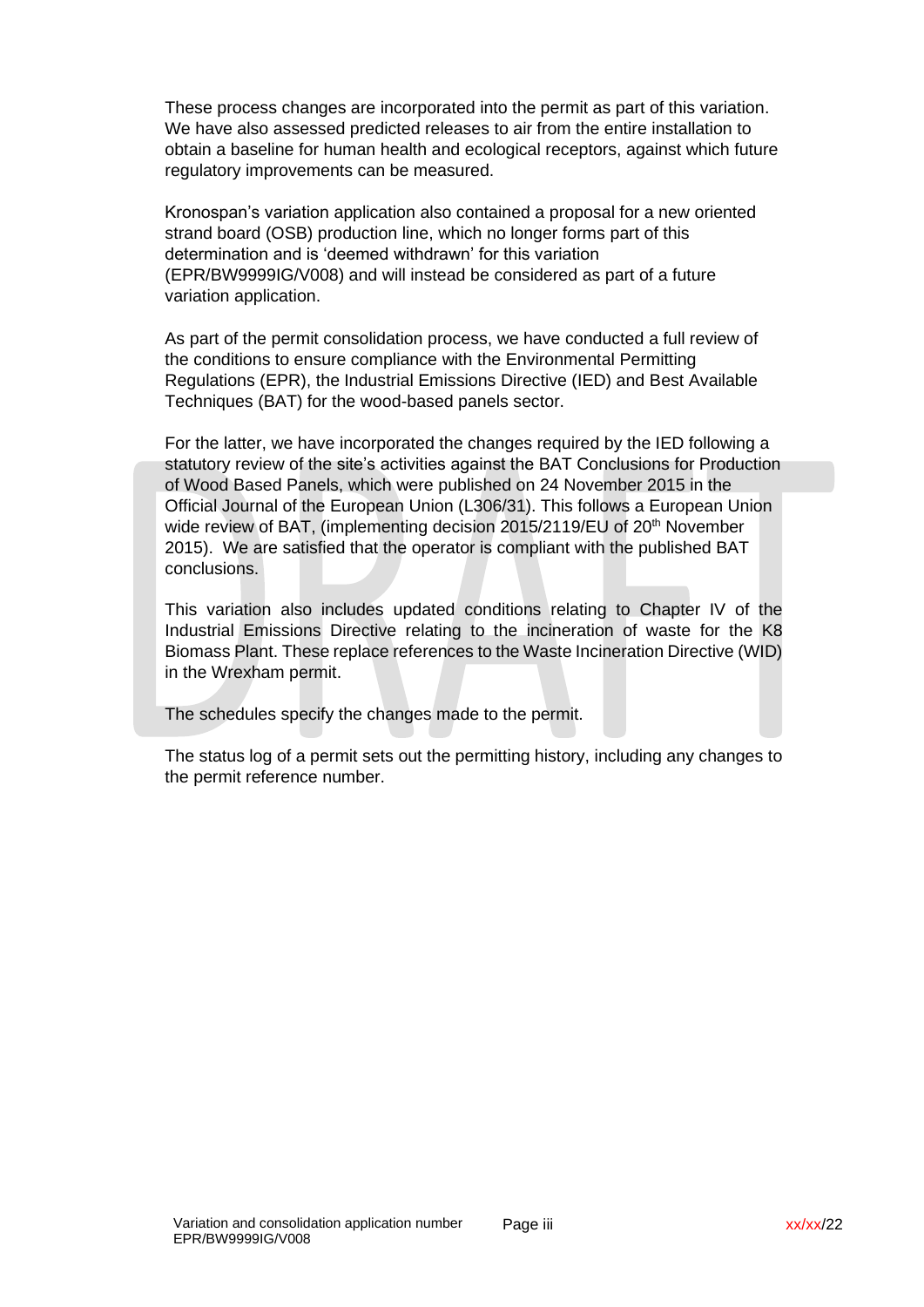These process changes are incorporated into the permit as part of this variation. We have also assessed predicted releases to air from the entire installation to obtain a baseline for human health and ecological receptors, against which future regulatory improvements can be measured.

Kronospan's variation application also contained a proposal for a new oriented strand board (OSB) production line, which no longer forms part of this determination and is 'deemed withdrawn' for this variation (EPR/BW9999IG/V008) and will instead be considered as part of a future variation application.

As part of the permit consolidation process, we have conducted a full review of the conditions to ensure compliance with the Environmental Permitting Regulations (EPR), the Industrial Emissions Directive (IED) and Best Available Techniques (BAT) for the wood-based panels sector.

For the latter, we have incorporated the changes required by the IED following a statutory review of the site's activities against the BAT Conclusions for Production of Wood Based Panels, which were published on 24 November 2015 in the Official Journal of the European Union (L306/31). This follows a European Union wide review of BAT, (implementing decision 2015/2119/EU of 20th November 2015). We are satisfied that the operator is compliant with the published BAT conclusions.

This variation also includes updated conditions relating to Chapter IV of the Industrial Emissions Directive relating to the incineration of waste for the K8 Biomass Plant. These replace references to the Waste Incineration Directive (WID) in the Wrexham permit.

The schedules specify the changes made to the permit.

The status log of a permit sets out the permitting history, including any changes to the permit reference number.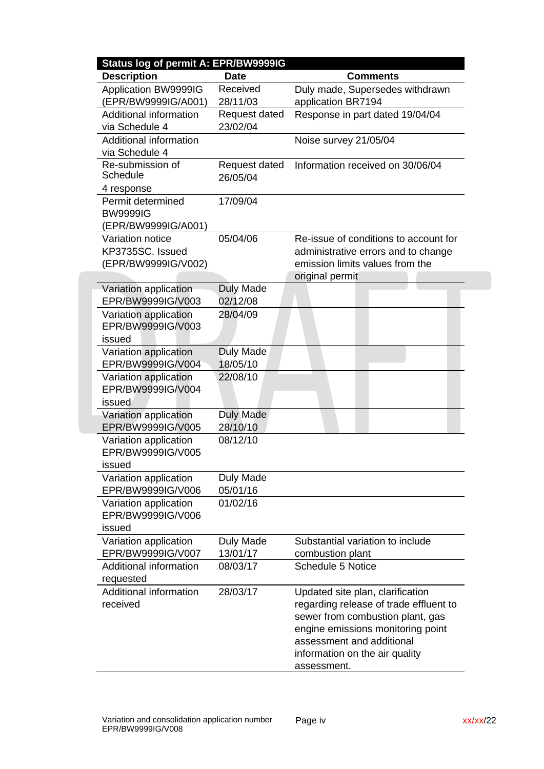| Status log of permit A: EPR/BW9999IG | | |
|---|---|---|
| **Description** | **Date** | **Comments** |
| Application BW9999IG (EPR/BW9999IG/A001) | Received 28/11/03 | Duly made, Supersedes withdrawn application BR7194 |
| Additional information via Schedule 4 | Request dated 23/02/04 | Response in part dated 19/04/04 |
| Additional information via Schedule 4 | | Noise survey 21/05/04 |
| Re-submission of Schedule 4 response | Request dated 26/05/04 | Information received on 30/06/04 |
| Permit determined BW9999IG (EPR/BW9999IG/A001) | 17/09/04 | |
| Variation notice KP3735SC. Issued (EPR/BW9999IG/V002) | 05/04/06 | Re-issue of conditions to account for administrative errors and to change emission limits values from the original permit |
| Variation application EPR/BW9999IG/V003 | Duly Made 02/12/08 | |
| Variation application EPR/BW9999IG/V003 issued | 28/04/09 | |
| Variation application EPR/BW9999IG/V004 | Duly Made 18/05/10 | |
| Variation application EPR/BW9999IG/V004 issued | 22/08/10 | |
| Variation application EPR/BW9999IG/V005 | Duly Made 28/10/10 | |
| Variation application EPR/BW9999IG/V005 issued | 08/12/10 | |
| Variation application EPR/BW9999IG/V006 | Duly Made 05/01/16 | |
| Variation application EPR/BW9999IG/V006 issued | 01/02/16 | |
| Variation application EPR/BW9999IG/V007 | Duly Made 13/01/17 | Substantial variation to include combustion plant |
| Additional information requested | 08/03/17 | Schedule 5 Notice |
| Additional information received | 28/03/17 | Updated site plan, clarification regarding release of trade effluent to sewer from combustion plant, gas engine emissions monitoring point assessment and additional information on the air quality assessment. |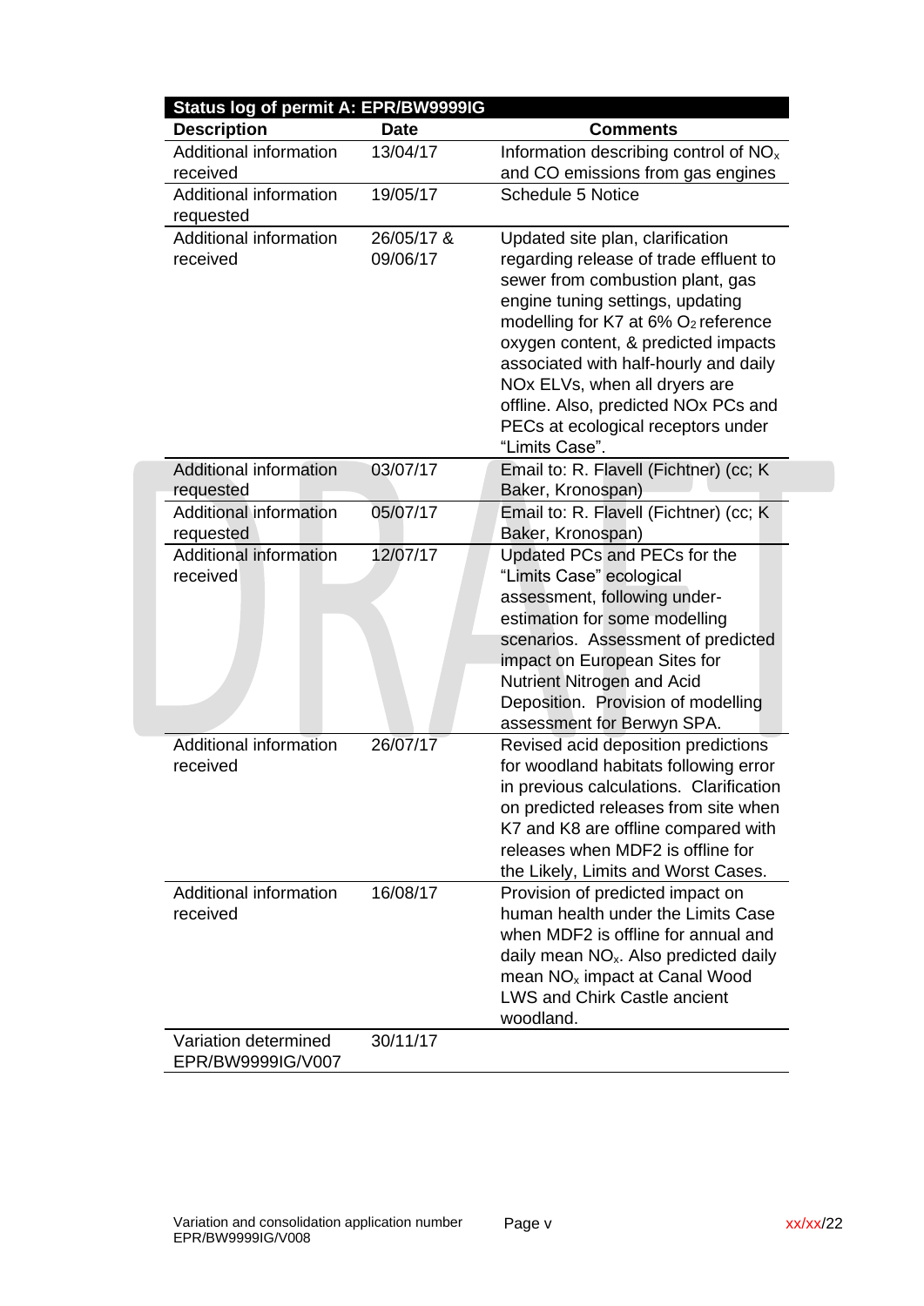| Status log of permit A: EPR/BW9999IG | | |
|---|---|---|
| **Description** | **Date** | **Comments** |
| Additional information received | 13/04/17 | Information describing control of $NO_x$ and CO emissions from gas engines |
| Additional information requested | 19/05/17 | Schedule 5 Notice |
| Additional information received | 26/05/17 & 09/06/17 | Updated site plan, clarification regarding release of trade effluent to sewer from combustion plant, gas engine tuning settings, updating modelling for K7 at 6% $O_2$ reference oxygen content, & predicted impacts associated with half-hourly and daily NOx ELVs, when all dryers are offline. Also, predicted NOx PCs and PECs at ecological receptors under “Limits Case”. |
| Additional information requested | 03/07/17 | Email to: R. Flavell (Fichtner) (cc; K Baker, Kronospan) |
| Additional information requested | 05/07/17 | Email to: R. Flavell (Fichtner) (cc; K Baker, Kronospan) |
| Additional information received | 12/07/17 | Updated PCs and PECs for the “Limits Case” ecological assessment, following under-estimation for some modelling scenarios. Assessment of predicted impact on European Sites for Nutrient Nitrogen and Acid Deposition. Provision of modelling assessment for Berwyn SPA. |
| Additional information received | 26/07/17 | Revised acid deposition predictions for woodland habitats following error in previous calculations. Clarification on predicted releases from site when K7 and K8 are offline compared with releases when MDF2 is offline for the Likely, Limits and Worst Cases. |
| Additional information received | 16/08/17 | Provision of predicted impact on human health under the Limits Case when MDF2 is offline for annual and daily mean $NO_x$. Also predicted daily mean $NO_x$ impact at Canal Wood LWS and Chirk Castle ancient woodland. |
| Variation determined EPR/BW9999IG/V007 | 30/11/17 | |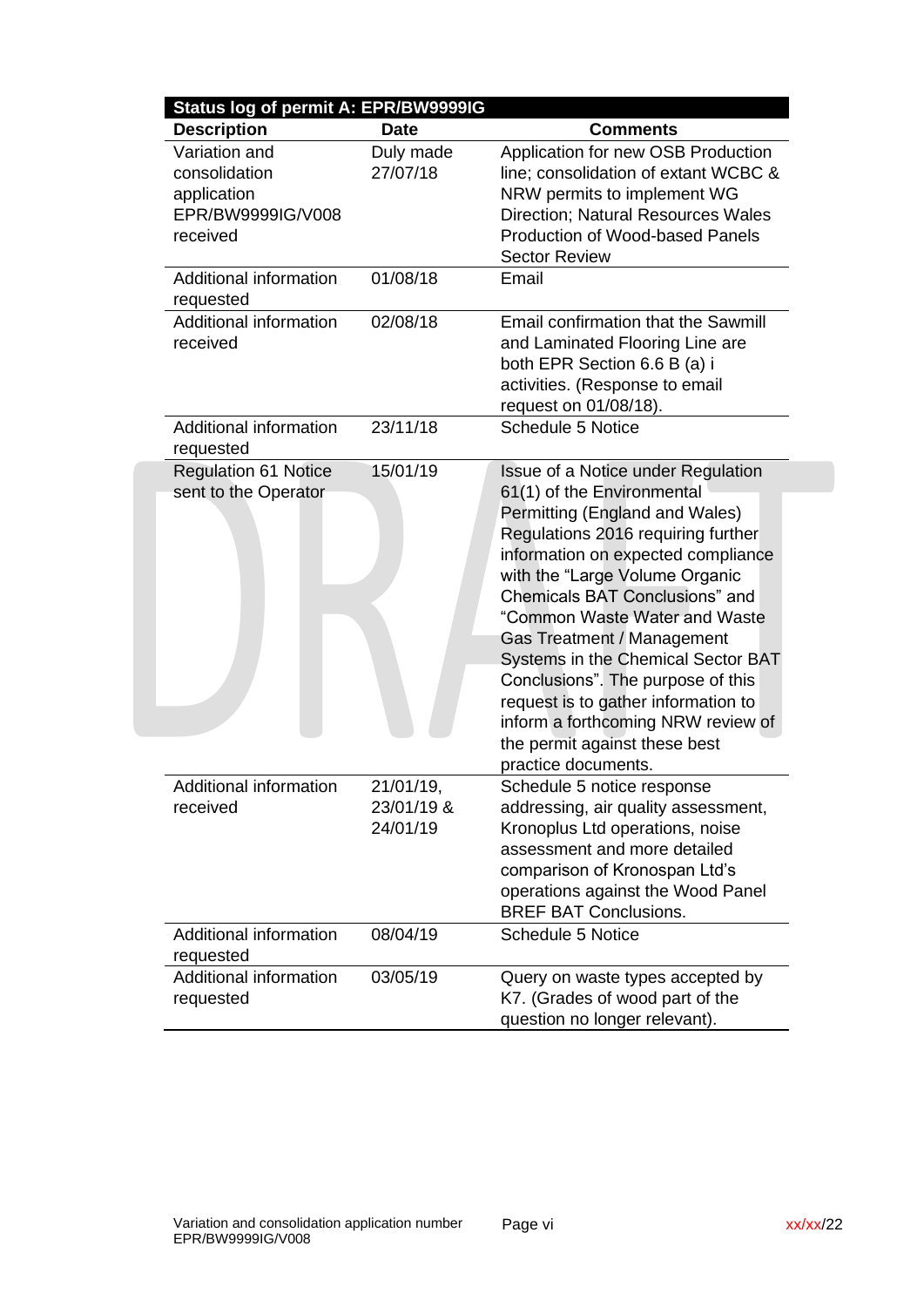| Status log of permit A: EPR/BW9999IG | | |
|---|---|---|
| **Description** | **Date** | **Comments** |
| Variation and consolidation application EPR/BW9999IG/V008 received | Duly made 27/07/18 | Application for new OSB Production line; consolidation of extant WCBC & NRW permits to implement WG Direction; Natural Resources Wales Production of Wood-based Panels Sector Review |
| Additional information requested | 01/08/18 | Email |
| Additional information received | 02/08/18 | Email confirmation that the Sawmill and Laminated Flooring Line are both EPR Section 6.6 B (a) i activities. (Response to email request on 01/08/18). |
| Additional information requested | 23/11/18 | Schedule 5 Notice |
| Regulation 61 Notice sent to the Operator | 15/01/19 | Issue of a Notice under Regulation 61(1) of the Environmental Permitting (England and Wales) Regulations 2016 requiring further information on expected compliance with the "Large Volume Organic Chemicals BAT Conclusions" and "Common Waste Water and Waste Gas Treatment / Management Systems in the Chemical Sector BAT Conclusions". The purpose of this request is to gather information to inform a forthcoming NRW review of the permit against these best practice documents. |
| Additional information received | 21/01/19, 23/01/19 & 24/01/19 | Schedule 5 notice response addressing, air quality assessment, Kronoplus Ltd operations, noise assessment and more detailed comparison of Kronospan Ltd's operations against the Wood Panel BREF BAT Conclusions. |
| Additional information requested | 08/04/19 | Schedule 5 Notice |
| Additional information requested | 03/05/19 | Query on waste types accepted by K7. (Grades of wood part of the question no longer relevant). |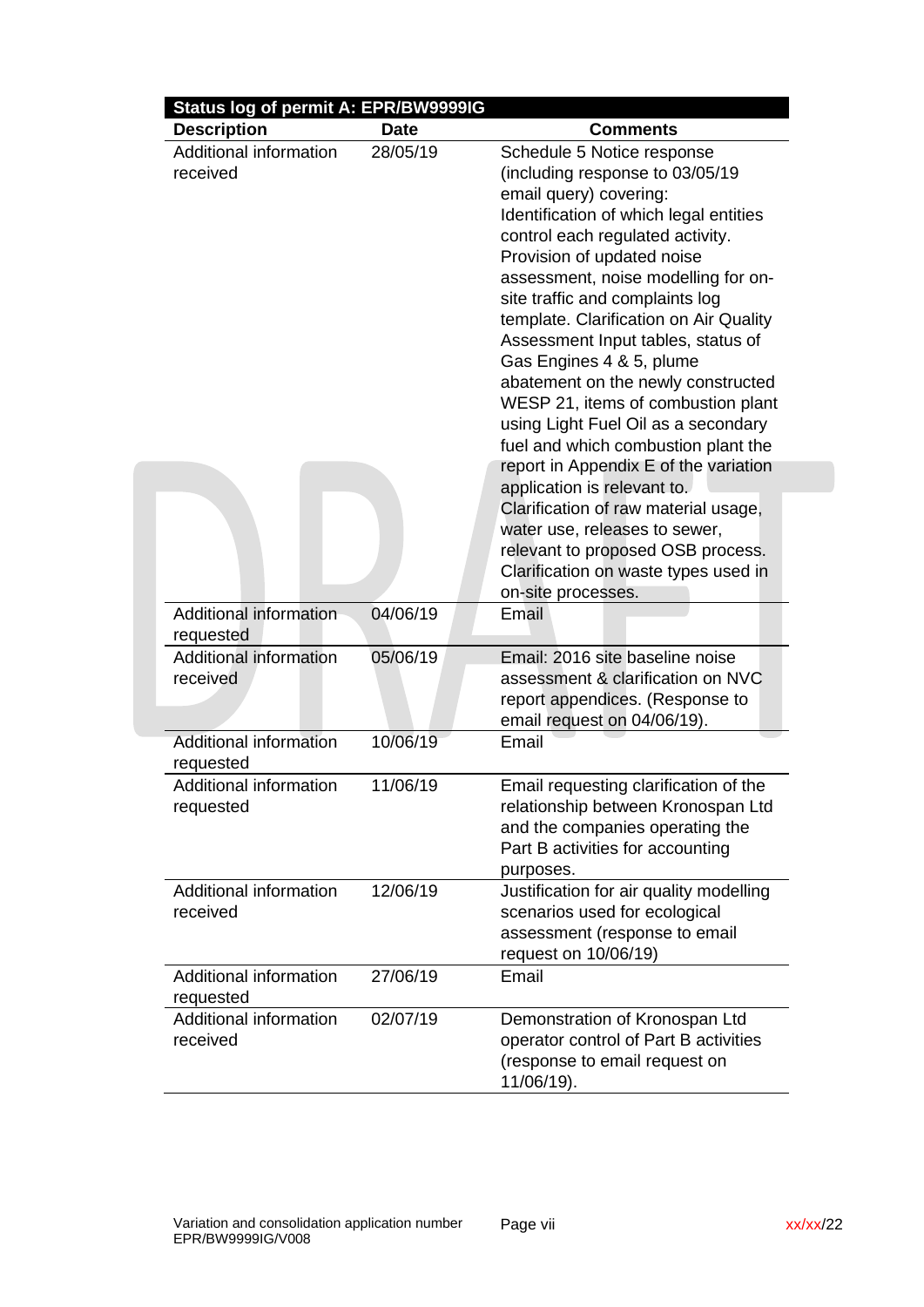| Status log of permit A: EPR/BW9999IG | | |
|---|---|---|
| **Description** | **Date** | **Comments** |
| Additional information received | 28/05/19 | Schedule 5 Notice response (including response to 03/05/19 email query) covering: Identification of which legal entities control each regulated activity. Provision of updated noise assessment, noise modelling for on-site traffic and complaints log template. Clarification on Air Quality Assessment Input tables, status of Gas Engines 4 & 5, plume abatement on the newly constructed WESP 21, items of combustion plant using Light Fuel Oil as a secondary fuel and which combustion plant the report in Appendix E of the variation application is relevant to. Clarification of raw material usage, water use, releases to sewer, relevant to proposed OSB process. Clarification on waste types used in on-site processes. |
| Additional information requested | 04/06/19 | Email |
| Additional information received | 05/06/19 | Email: 2016 site baseline noise assessment & clarification on NVC report appendices. (Response to email request on 04/06/19). |
| Additional information requested | 10/06/19 | Email |
| Additional information requested | 11/06/19 | Email requesting clarification of the relationship between Kronospan Ltd and the companies operating the Part B activities for accounting purposes. |
| Additional information received | 12/06/19 | Justification for air quality modelling scenarios used for ecological assessment (response to email request on 10/06/19) |
| Additional information requested | 27/06/19 | Email |
| Additional information received | 02/07/19 | Demonstration of Kronospan Ltd operator control of Part B activities (response to email request on 11/06/19). |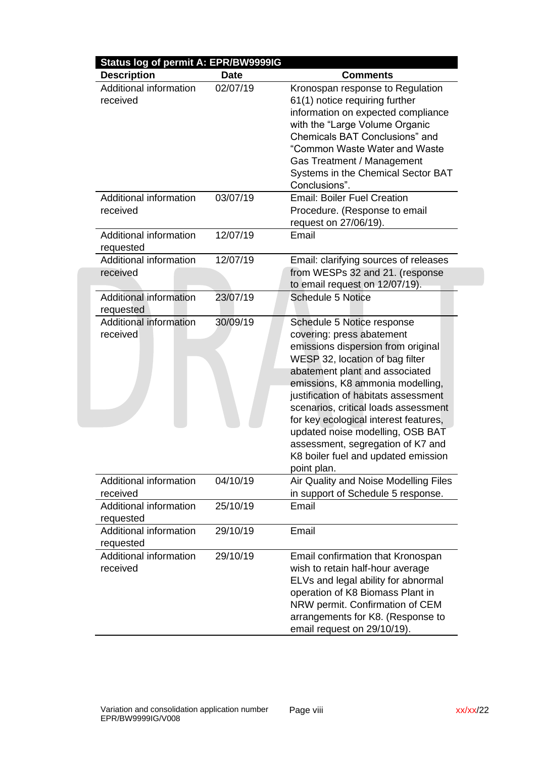| Status log of permit A: EPR/BW9999IG | | |
| --- | --- | --- |
| **Description** | **Date** | **Comments** |
| Additional information received | 02/07/19 | Kronospan response to Regulation 61(1) notice requiring further information on expected compliance with the “Large Volume Organic Chemicals BAT Conclusions” and “Common Waste Water and Waste Gas Treatment / Management Systems in the Chemical Sector BAT Conclusions”. |
| Additional information received | 03/07/19 | Email: Boiler Fuel Creation Procedure. (Response to email request on 27/06/19). |
| Additional information requested | 12/07/19 | Email |
| Additional information received | 12/07/19 | Email: clarifying sources of releases from WESPs 32 and 21. (response to email request on 12/07/19). |
| Additional information requested | 23/07/19 | Schedule 5 Notice |
| Additional information received | 30/09/19 | Schedule 5 Notice response covering: press abatement emissions dispersion from original WESP 32, location of bag filter abatement plant and associated emissions, K8 ammonia modelling, justification of habitats assessment scenarios, critical loads assessment for key ecological interest features, updated noise modelling, OSB BAT assessment, segregation of K7 and K8 boiler fuel and updated emission point plan. |
| Additional information received | 04/10/19 | Air Quality and Noise Modelling Files in support of Schedule 5 response. |
| Additional information requested | 25/10/19 | Email |
| Additional information requested | 29/10/19 | Email |
| Additional information received | 29/10/19 | Email confirmation that Kronospan wish to retain half-hour average ELVs and legal ability for abnormal operation of K8 Biomass Plant in NRW permit. Confirmation of CEM arrangements for K8. (Response to email request on 29/10/19). |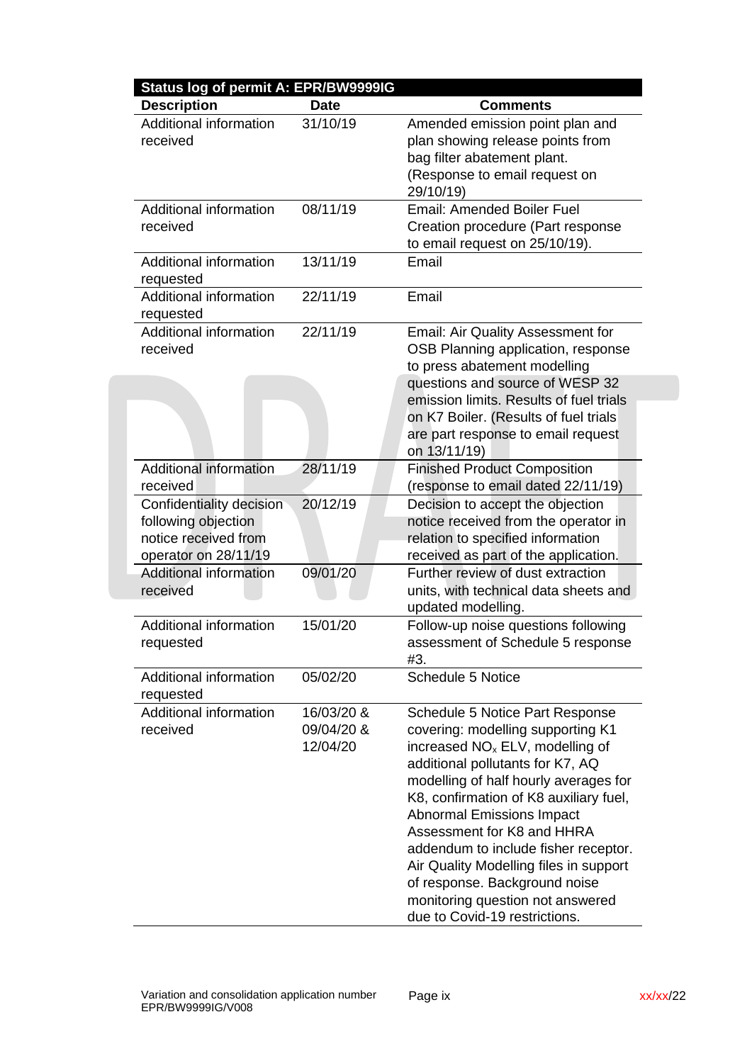| Status log of permit A: EPR/BW9999IG | | |
|---|---|---|
| **Description** | **Date** | **Comments** |
| Additional information received | 31/10/19 | Amended emission point plan and plan showing release points from bag filter abatement plant. (Response to email request on 29/10/19) |
| Additional information received | 08/11/19 | Email: Amended Boiler Fuel Creation procedure (Part response to email request on 25/10/19). |
| Additional information requested | 13/11/19 | Email |
| Additional information requested | 22/11/19 | Email |
| Additional information received | 22/11/19 | Email: Air Quality Assessment for OSB Planning application, response to press abatement modelling questions and source of WESP 32 emission limits. Results of fuel trials on K7 Boiler. (Results of fuel trials are part response to email request on 13/11/19) |
| Additional information received | 28/11/19 | Finished Product Composition (response to email dated 22/11/19) |
| Confidentiality decision following objection notice received from operator on 28/11/19 | 20/12/19 | Decision to accept the objection notice received from the operator in relation to specified information received as part of the application. |
| Additional information received | 09/01/20 | Further review of dust extraction units, with technical data sheets and updated modelling. |
| Additional information requested | 15/01/20 | Follow-up noise questions following assessment of Schedule 5 response #3. |
| Additional information requested | 05/02/20 | Schedule 5 Notice |
| Additional information received | 16/03/20 & 09/04/20 & 12/04/20 | Schedule 5 Notice Part Response covering: modelling supporting K1 increased $NO_x$ ELV, modelling of additional pollutants for K7, AQ modelling of half hourly averages for K8, confirmation of K8 auxiliary fuel, Abnormal Emissions Impact Assessment for K8 and HHRA addendum to include fisher receptor. Air Quality Modelling files in support of response. Background noise monitoring question not answered due to Covid-19 restrictions. |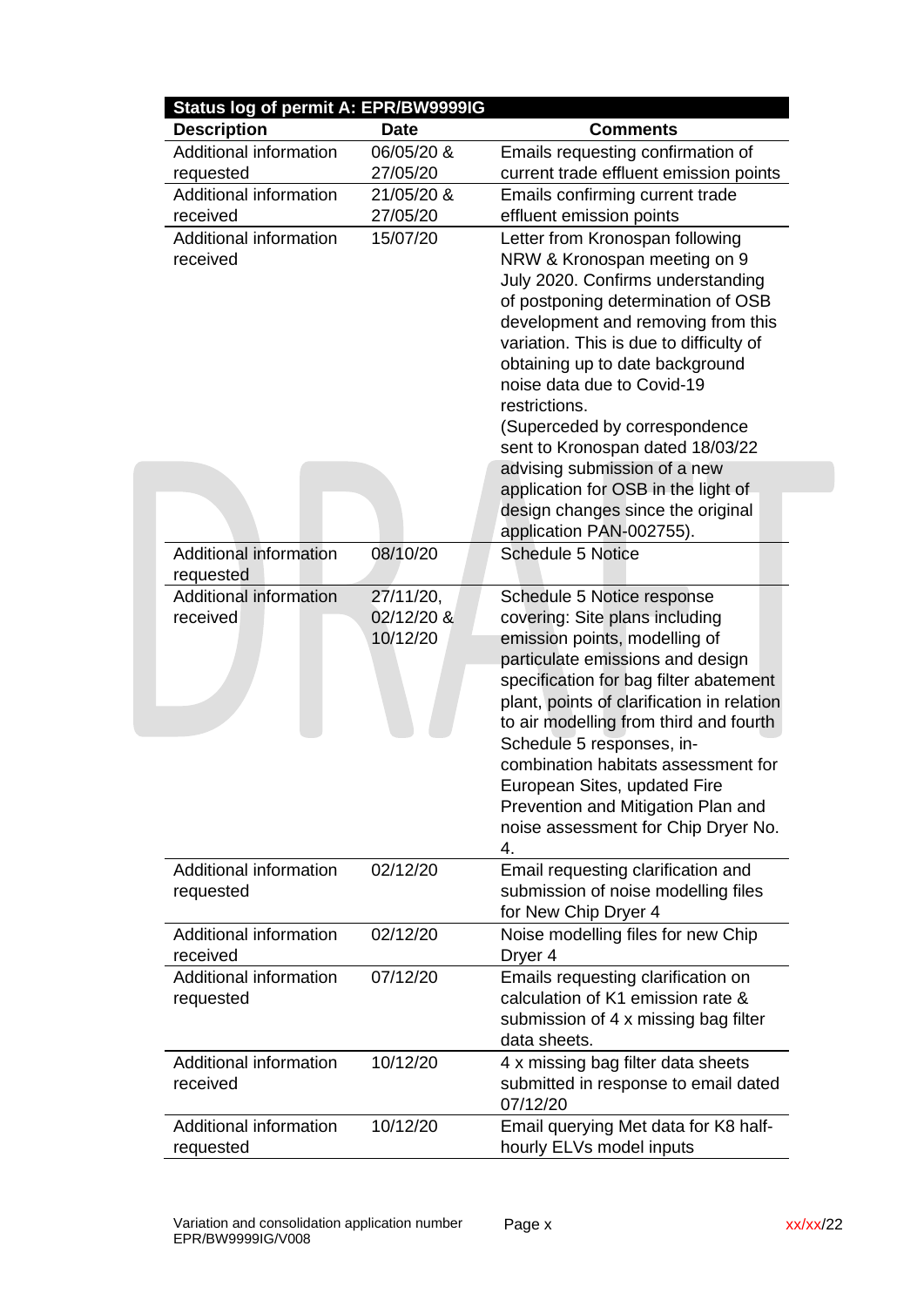| Status log of permit A: EPR/BW9999IG | | |
|---|---|---|
| **Description** | **Date** | **Comments** |
| Additional information requested | 06/05/20 & 27/05/20 | Emails requesting confirmation of current trade effluent emission points |
| Additional information received | 21/05/20 & 27/05/20 | Emails confirming current trade effluent emission points |
| Additional information received | 15/07/20 | Letter from Kronospan following NRW & Kronospan meeting on 9 July 2020. Confirms understanding of postponing determination of OSB development and removing from this variation. This is due to difficulty of obtaining up to date background noise data due to Covid-19 restrictions. (Superceded by correspondence sent to Kronospan dated 18/03/22 advising submission of a new application for OSB in the light of design changes since the original application PAN-002755). |
| Additional information requested | 08/10/20 | Schedule 5 Notice |
| Additional information received | 27/11/20, 02/12/20 & 10/12/20 | Schedule 5 Notice response covering: Site plans including emission points, modelling of particulate emissions and design specification for bag filter abatement plant, points of clarification in relation to air modelling from third and fourth Schedule 5 responses, in-combination habitats assessment for European Sites, updated Fire Prevention and Mitigation Plan and noise assessment for Chip Dryer No. 4. |
| Additional information requested | 02/12/20 | Email requesting clarification and submission of noise modelling files for New Chip Dryer 4 |
| Additional information received | 02/12/20 | Noise modelling files for new Chip Dryer 4 |
| Additional information requested | 07/12/20 | Emails requesting clarification on calculation of K1 emission rate & submission of 4 x missing bag filter data sheets. |
| Additional information received | 10/12/20 | 4 x missing bag filter data sheets submitted in response to email dated 07/12/20 |
| Additional information requested | 10/12/20 | Email querying Met data for K8 half-hourly ELVs model inputs |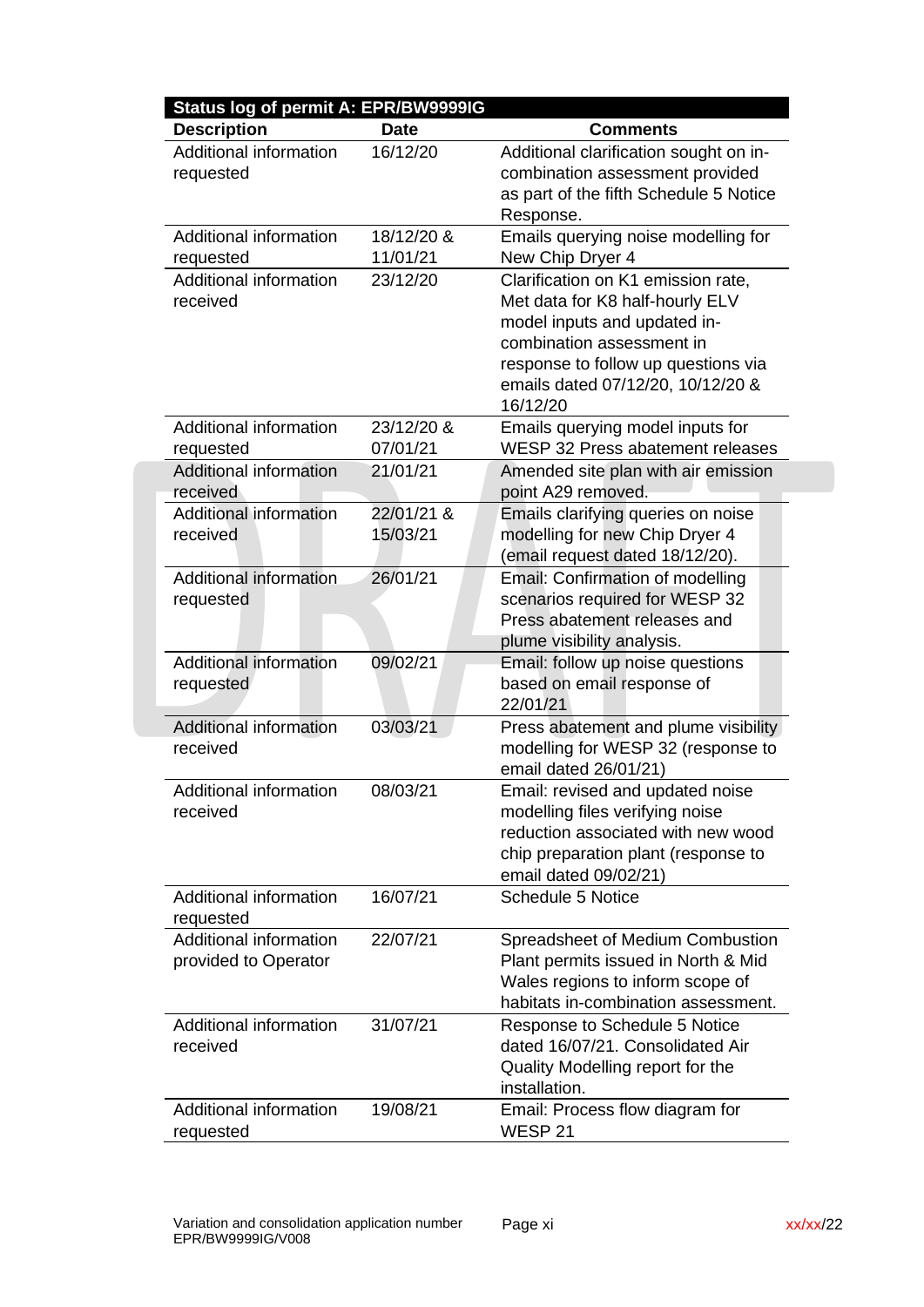| Status log of permit A: EPR/BW9999IG | | |
|---|---|---|
| **Description** | **Date** | **Comments** |
| Additional information requested | 16/12/20 | Additional clarification sought on in-combination assessment provided as part of the fifth Schedule 5 Notice Response. |
| Additional information requested | 18/12/20 & 11/01/21 | Emails querying noise modelling for New Chip Dryer 4 |
| Additional information received | 23/12/20 | Clarification on K1 emission rate, Met data for K8 half-hourly ELV model inputs and updated in-combination assessment in response to follow up questions via emails dated 07/12/20, 10/12/20 & 16/12/20 |
| Additional information requested | 23/12/20 & 07/01/21 | Emails querying model inputs for WESP 32 Press abatement releases |
| Additional information received | 21/01/21 | Amended site plan with air emission point A29 removed. |
| Additional information received | 22/01/21 & 15/03/21 | Emails clarifying queries on noise modelling for new Chip Dryer 4 (email request dated 18/12/20). |
| Additional information requested | 26/01/21 | Email: Confirmation of modelling scenarios required for WESP 32 Press abatement releases and plume visibility analysis. |
| Additional information requested | 09/02/21 | Email: follow up noise questions based on email response of 22/01/21 |
| Additional information received | 03/03/21 | Press abatement and plume visibility modelling for WESP 32 (response to email dated 26/01/21) |
| Additional information received | 08/03/21 | Email: revised and updated noise modelling files verifying noise reduction associated with new wood chip preparation plant (response to email dated 09/02/21) |
| Additional information requested | 16/07/21 | Schedule 5 Notice |
| Additional information provided to Operator | 22/07/21 | Spreadsheet of Medium Combustion Plant permits issued in North & Mid Wales regions to inform scope of habitats in-combination assessment. |
| Additional information received | 31/07/21 | Response to Schedule 5 Notice dated 16/07/21. Consolidated Air Quality Modelling report for the installation. |
| Additional information requested | 19/08/21 | Email: Process flow diagram for WESP 21 |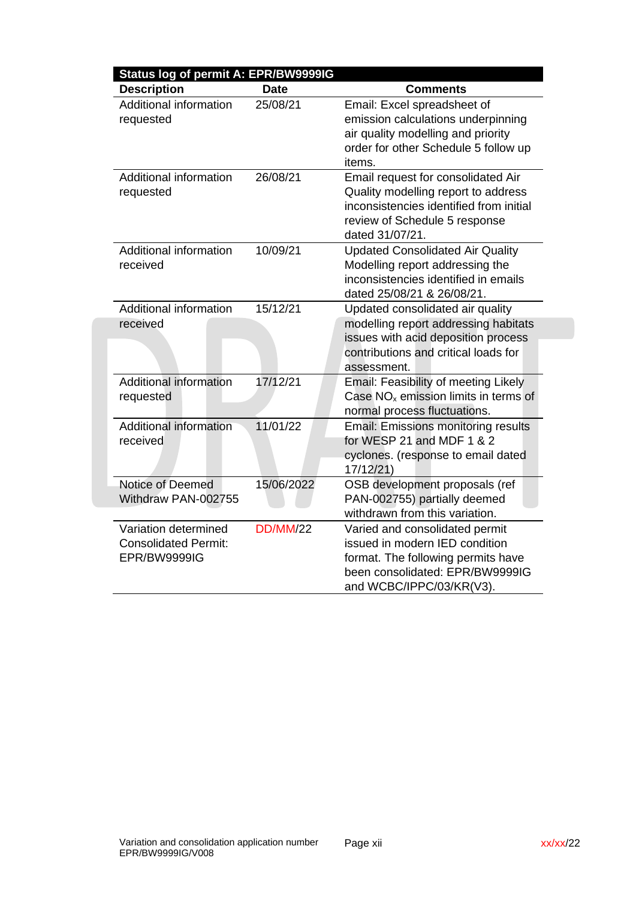| Status log of permit A: EPR/BW9999IG | | |
|---|---|---|
| **Description** | **Date** | **Comments** |
| Additional information requested | 25/08/21 | Email: Excel spreadsheet of emission calculations underpinning air quality modelling and priority order for other Schedule 5 follow up items. |
| Additional information requested | 26/08/21 | Email request for consolidated Air Quality modelling report to address inconsistencies identified from initial review of Schedule 5 response dated 31/07/21. |
| Additional information received | 10/09/21 | Updated Consolidated Air Quality Modelling report addressing the inconsistencies identified in emails dated 25/08/21 & 26/08/21. |
| Additional information received | 15/12/21 | Updated consolidated air quality modelling report addressing habitats issues with acid deposition process contributions and critical loads for assessment. |
| Additional information requested | 17/12/21 | Email: Feasibility of meeting Likely Case $NO_x$ emission limits in terms of normal process fluctuations. |
| Additional information received | 11/01/22 | Email: Emissions monitoring results for WESP 21 and MDF 1 & 2 cyclones. (response to email dated 17/12/21) |
| Notice of Deemed Withdraw PAN-002755 | 15/06/2022 | OSB development proposals (ref PAN-002755) partially deemed withdrawn from this variation. |
| Variation determined Consolidated Permit: EPR/BW9999IG | DD/MM/22 | Varied and consolidated permit issued in modern IED condition format. The following permits have been consolidated: EPR/BW9999IG and WCBC/IPPC/03/KR(V3). |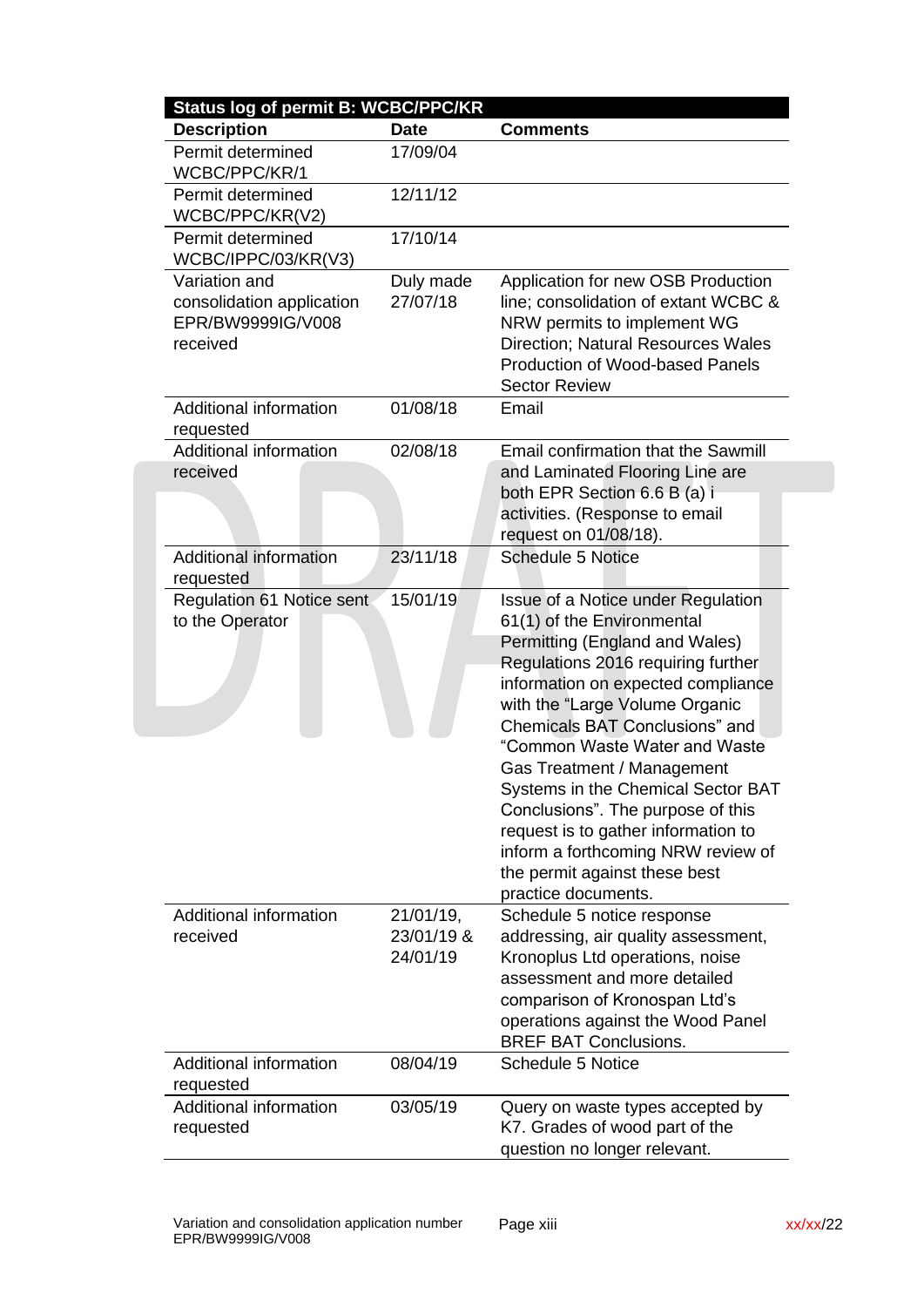| Status log of permit B: WCBC/PPC/KR | | |
|---|---|---|
| **Description** | **Date** | **Comments** |
| Permit determined WCBC/PPC/KR/1 | 17/09/04 | |
| Permit determined WCBC/PPC/KR(V2) | 12/11/12 | |
| Permit determined WCBC/IPPC/03/KR(V3) | 17/10/14 | |
| Variation and consolidation application EPR/BW9999IG/V008 received | Duly made 27/07/18 | Application for new OSB Production line; consolidation of extant WCBC & NRW permits to implement WG Direction; Natural Resources Wales Production of Wood-based Panels Sector Review |
| Additional information requested | 01/08/18 | Email |
| Additional information received | 02/08/18 | Email confirmation that the Sawmill and Laminated Flooring Line are both EPR Section 6.6 B (a) i activities. (Response to email request on 01/08/18). |
| Additional information requested | 23/11/18 | Schedule 5 Notice |
| Regulation 61 Notice sent to the Operator | 15/01/19 | Issue of a Notice under Regulation 61(1) of the Environmental Permitting (England and Wales) Regulations 2016 requiring further information on expected compliance with the "Large Volume Organic Chemicals BAT Conclusions" and "Common Waste Water and Waste Gas Treatment / Management Systems in the Chemical Sector BAT Conclusions". The purpose of this request is to gather information to inform a forthcoming NRW review of the permit against these best practice documents. |
| Additional information received | 21/01/19, 23/01/19 & 24/01/19 | Schedule 5 notice response addressing, air quality assessment, Kronoplus Ltd operations, noise assessment and more detailed comparison of Kronospan Ltd's operations against the Wood Panel BREF BAT Conclusions. |
| Additional information requested | 08/04/19 | Schedule 5 Notice |
| Additional information requested | 03/05/19 | Query on waste types accepted by K7. Grades of wood part of the question no longer relevant. |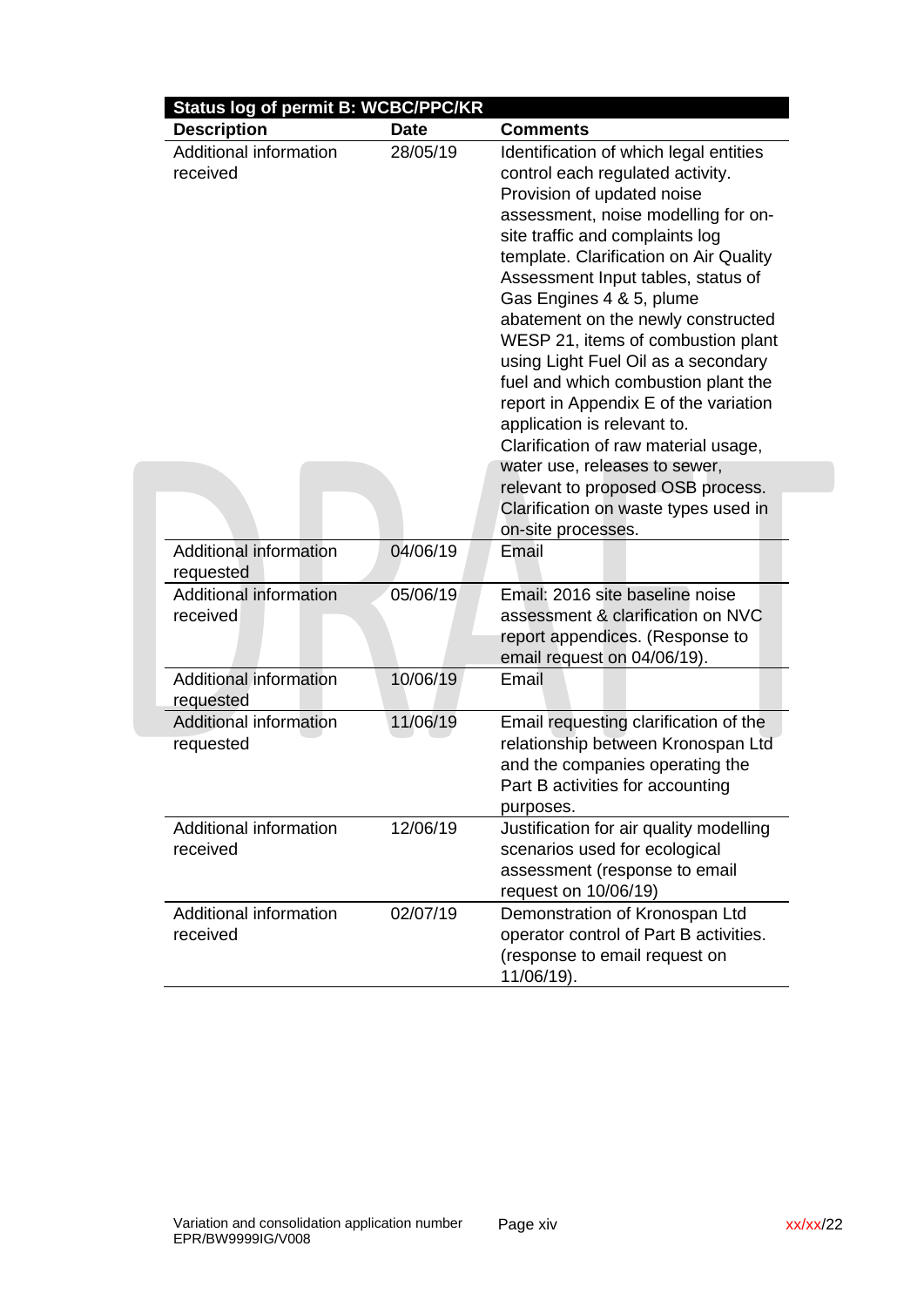| Status log of permit B: WCBC/PPC/KR | | |
|---|---|---|
| **Description** | **Date** | **Comments** |
| Additional information received | 28/05/19 | Identification of which legal entities control each regulated activity. Provision of updated noise assessment, noise modelling for on-site traffic and complaints log template. Clarification on Air Quality Assessment Input tables, status of Gas Engines 4 & 5, plume abatement on the newly constructed WESP 21, items of combustion plant using Light Fuel Oil as a secondary fuel and which combustion plant the report in Appendix E of the variation application is relevant to. Clarification of raw material usage, water use, releases to sewer, relevant to proposed OSB process. Clarification on waste types used in on-site processes. |
| Additional information requested | 04/06/19 | Email |
| Additional information received | 05/06/19 | Email: 2016 site baseline noise assessment & clarification on NVC report appendices. (Response to email request on 04/06/19). |
| Additional information requested | 10/06/19 | Email |
| Additional information requested | 11/06/19 | Email requesting clarification of the relationship between Kronospan Ltd and the companies operating the Part B activities for accounting purposes. |
| Additional information received | 12/06/19 | Justification for air quality modelling scenarios used for ecological assessment (response to email request on 10/06/19) |
| Additional information received | 02/07/19 | Demonstration of Kronospan Ltd operator control of Part B activities. (response to email request on 11/06/19). |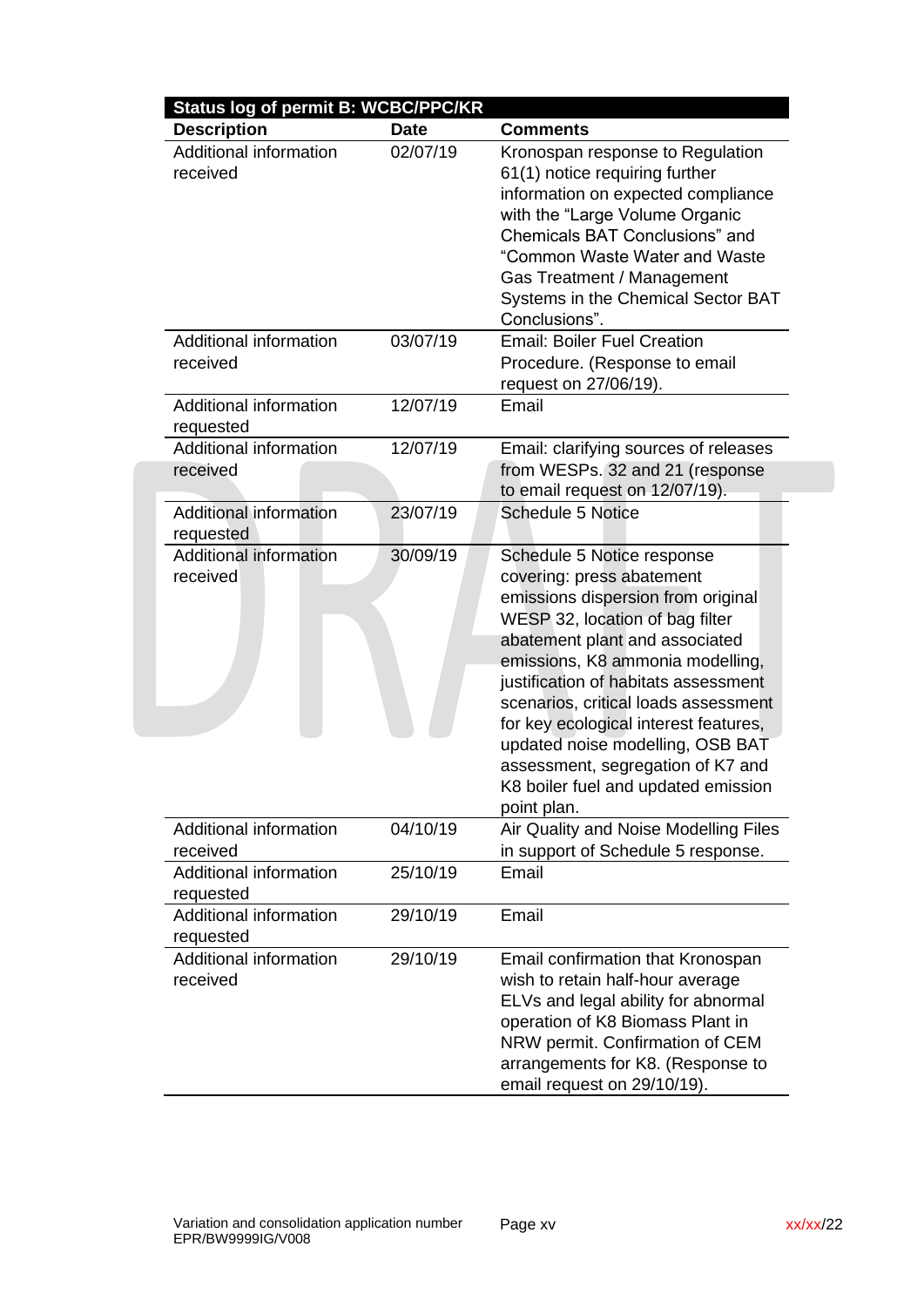| Status log of permit B: WCBC/PPC/KR | | |
|---|---|---|
| **Description** | **Date** | **Comments** |
| Additional information received | 02/07/19 | Kronospan response to Regulation 61(1) notice requiring further information on expected compliance with the "Large Volume Organic Chemicals BAT Conclusions" and "Common Waste Water and Waste Gas Treatment / Management Systems in the Chemical Sector BAT Conclusions". |
| Additional information received | 03/07/19 | Email: Boiler Fuel Creation Procedure. (Response to email request on 27/06/19). |
| Additional information requested | 12/07/19 | Email |
| Additional information received | 12/07/19 | Email: clarifying sources of releases from WESPs. 32 and 21 (response to email request on 12/07/19). |
| Additional information requested | 23/07/19 | Schedule 5 Notice |
| Additional information received | 30/09/19 | Schedule 5 Notice response covering: press abatement emissions dispersion from original WESP 32, location of bag filter abatement plant and associated emissions, K8 ammonia modelling, justification of habitats assessment scenarios, critical loads assessment for key ecological interest features, updated noise modelling, OSB BAT assessment, segregation of K7 and K8 boiler fuel and updated emission point plan. |
| Additional information received | 04/10/19 | Air Quality and Noise Modelling Files in support of Schedule 5 response. |
| Additional information requested | 25/10/19 | Email |
| Additional information requested | 29/10/19 | Email |
| Additional information received | 29/10/19 | Email confirmation that Kronospan wish to retain half-hour average ELVs and legal ability for abnormal operation of K8 Biomass Plant in NRW permit. Confirmation of CEM arrangements for K8. (Response to email request on 29/10/19). |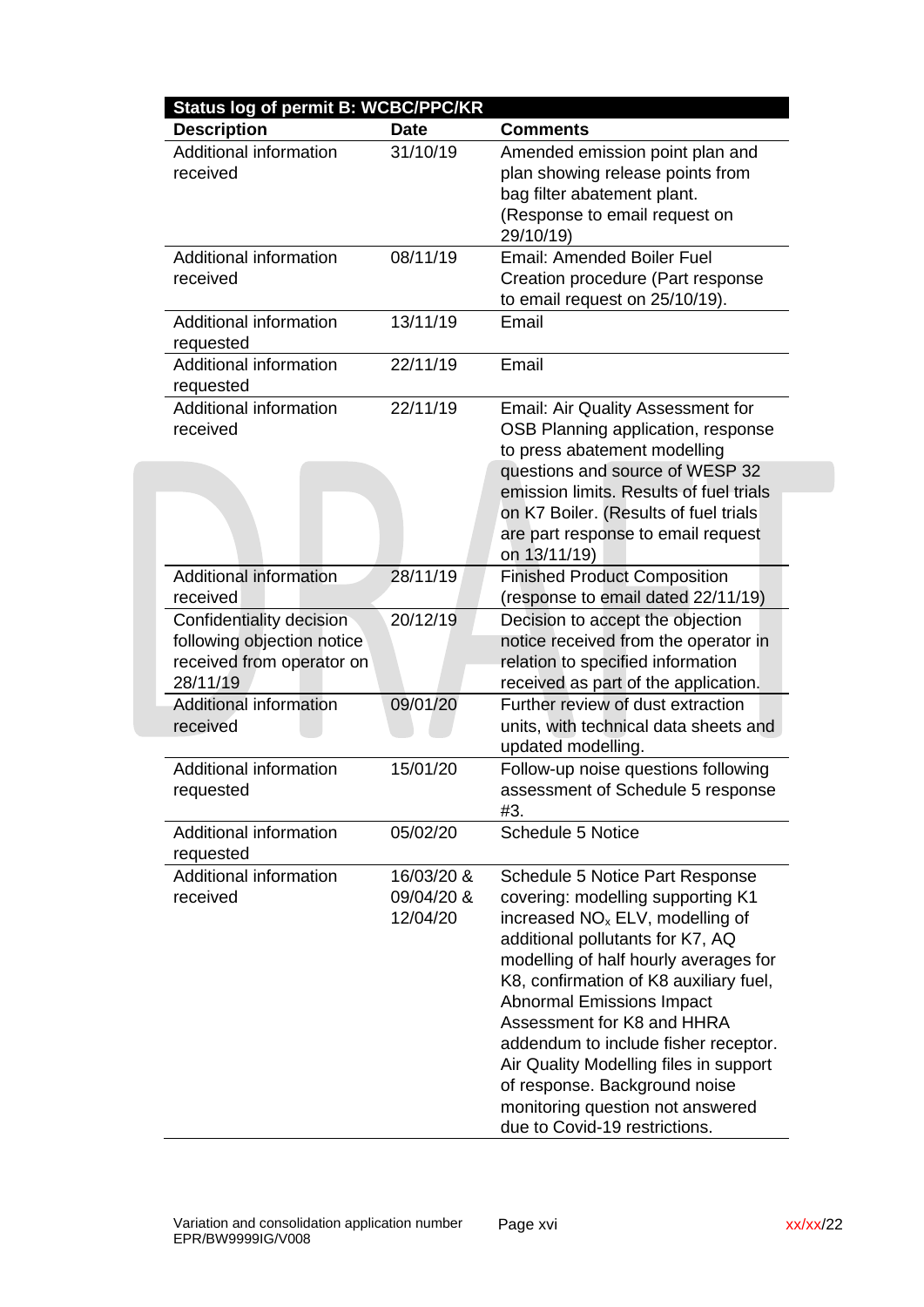| Status log of permit B: WCBC/PPC/KR | | |
|---|---|---|
| **Description** | **Date** | **Comments** |
| Additional information received | 31/10/19 | Amended emission point plan and plan showing release points from bag filter abatement plant. (Response to email request on 29/10/19) |
| Additional information received | 08/11/19 | Email: Amended Boiler Fuel Creation procedure (Part response to email request on 25/10/19). |
| Additional information requested | 13/11/19 | Email |
| Additional information requested | 22/11/19 | Email |
| Additional information received | 22/11/19 | Email: Air Quality Assessment for OSB Planning application, response to press abatement modelling questions and source of WESP 32 emission limits. Results of fuel trials on K7 Boiler. (Results of fuel trials are part response to email request on 13/11/19) |
| Additional information received | 28/11/19 | Finished Product Composition (response to email dated 22/11/19) |
| Confidentiality decision following objection notice received from operator on 28/11/19 | 20/12/19 | Decision to accept the objection notice received from the operator in relation to specified information received as part of the application. |
| Additional information received | 09/01/20 | Further review of dust extraction units, with technical data sheets and updated modelling. |
| Additional information requested | 15/01/20 | Follow-up noise questions following assessment of Schedule 5 response #3. |
| Additional information requested | 05/02/20 | Schedule 5 Notice |
| Additional information received | 16/03/20 & 09/04/20 & 12/04/20 | Schedule 5 Notice Part Response covering: modelling supporting K1 increased $NO_x$ ELV, modelling of additional pollutants for K7, AQ modelling of half hourly averages for K8, confirmation of K8 auxiliary fuel, Abnormal Emissions Impact Assessment for K8 and HHRA addendum to include fisher receptor. Air Quality Modelling files in support of response. Background noise monitoring question not answered due to Covid-19 restrictions. |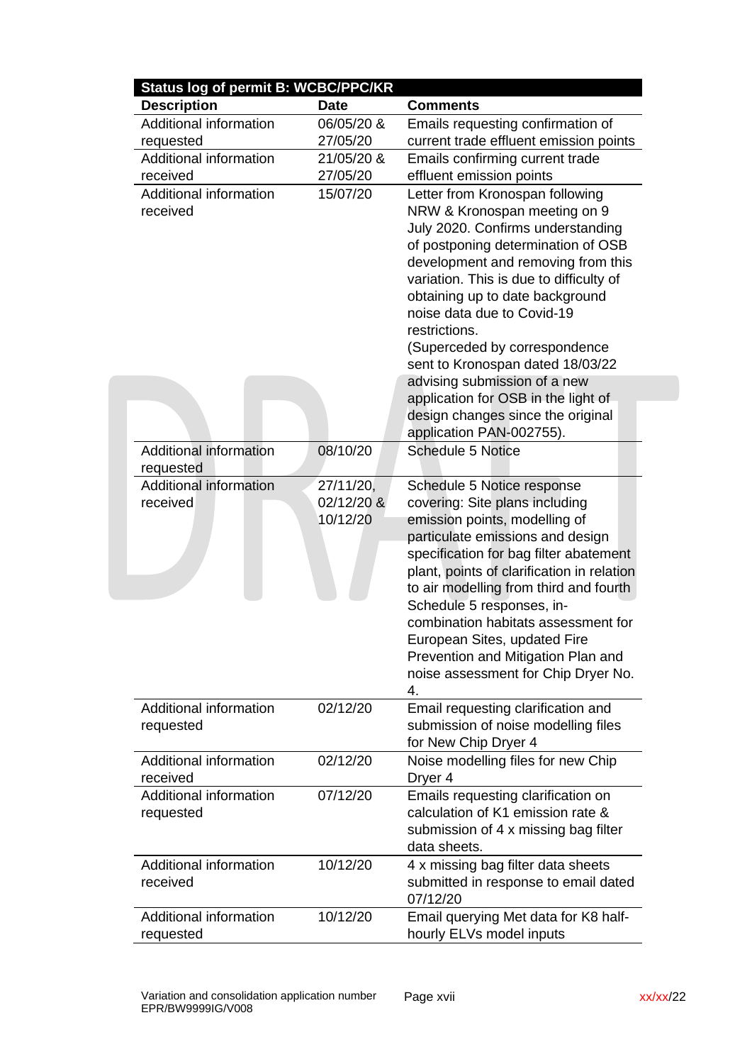| Status log of permit B: WCBC/PPC/KR | | |
|---|---|---|
| **Description** | **Date** | **Comments** |
| Additional information requested | 06/05/20 & 27/05/20 | Emails requesting confirmation of current trade effluent emission points |
| Additional information received | 21/05/20 & 27/05/20 | Emails confirming current trade effluent emission points |
| Additional information received | 15/07/20 | Letter from Kronospan following NRW & Kronospan meeting on 9 July 2020. Confirms understanding of postponing determination of OSB development and removing from this variation. This is due to difficulty of obtaining up to date background noise data due to Covid-19 restrictions. (Superceded by correspondence sent to Kronospan dated 18/03/22 advising submission of a new application for OSB in the light of design changes since the original application PAN-002755). |
| Additional information requested | 08/10/20 | Schedule 5 Notice |
| Additional information received | 27/11/20, 02/12/20 & 10/12/20 | Schedule 5 Notice response covering: Site plans including emission points, modelling of particulate emissions and design specification for bag filter abatement plant, points of clarification in relation to air modelling from third and fourth Schedule 5 responses, in-combination habitats assessment for European Sites, updated Fire Prevention and Mitigation Plan and noise assessment for Chip Dryer No. 4. |
| Additional information requested | 02/12/20 | Email requesting clarification and submission of noise modelling files for New Chip Dryer 4 |
| Additional information received | 02/12/20 | Noise modelling files for new Chip Dryer 4 |
| Additional information requested | 07/12/20 | Emails requesting clarification on calculation of K1 emission rate & submission of 4 x missing bag filter data sheets. |
| Additional information received | 10/12/20 | 4 x missing bag filter data sheets submitted in response to email dated 07/12/20 |
| Additional information requested | 10/12/20 | Email querying Met data for K8 half-hourly ELVs model inputs |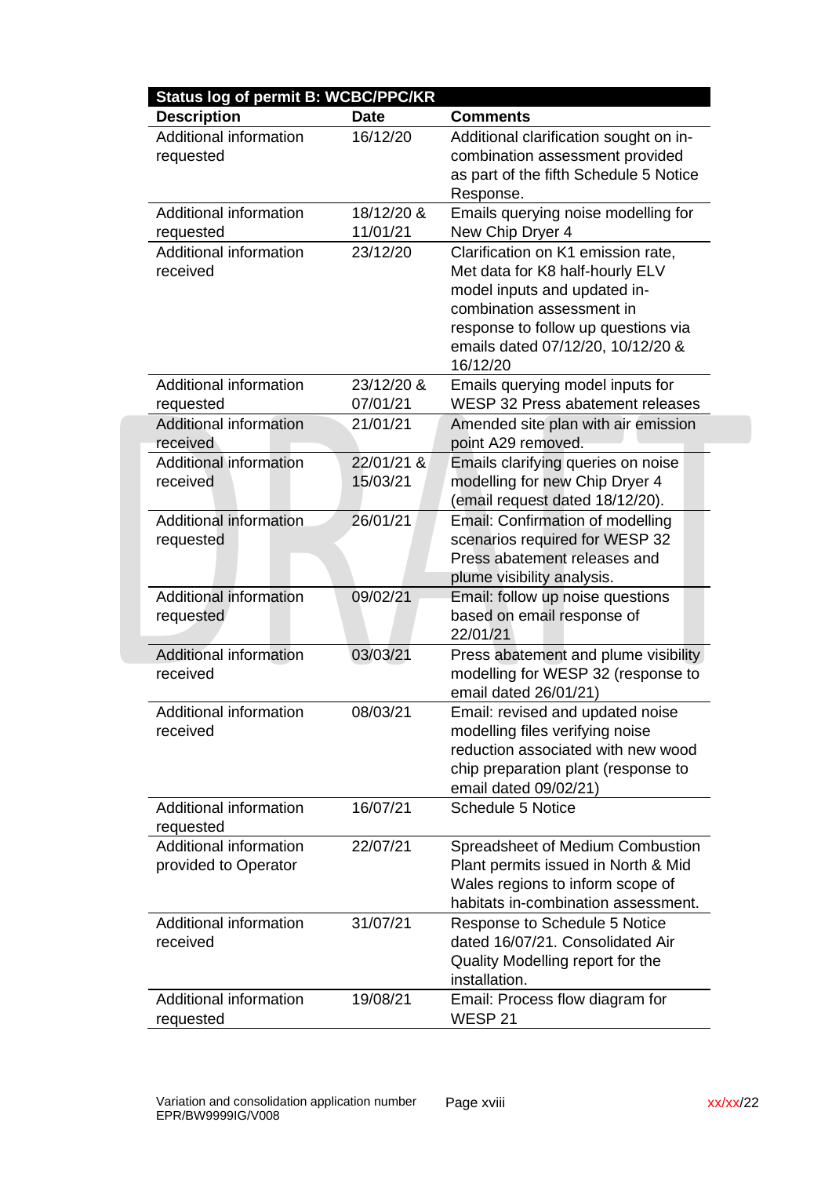| Status log of permit B: WCBC/PPC/KR | | |
|---|---|---|
| **Description** | **Date** | **Comments** |
| Additional information requested | 16/12/20 | Additional clarification sought on in-combination assessment provided as part of the fifth Schedule 5 Notice Response. |
| Additional information requested | 18/12/20 & 11/01/21 | Emails querying noise modelling for New Chip Dryer 4 |
| Additional information received | 23/12/20 | Clarification on K1 emission rate, Met data for K8 half-hourly ELV model inputs and updated in-combination assessment in response to follow up questions via emails dated 07/12/20, 10/12/20 & 16/12/20 |
| Additional information requested | 23/12/20 & 07/01/21 | Emails querying model inputs for WESP 32 Press abatement releases |
| Additional information received | 21/01/21 | Amended site plan with air emission point A29 removed. |
| Additional information received | 22/01/21 & 15/03/21 | Emails clarifying queries on noise modelling for new Chip Dryer 4 (email request dated 18/12/20). |
| Additional information requested | 26/01/21 | Email: Confirmation of modelling scenarios required for WESP 32 Press abatement releases and plume visibility analysis. |
| Additional information requested | 09/02/21 | Email: follow up noise questions based on email response of 22/01/21 |
| Additional information received | 03/03/21 | Press abatement and plume visibility modelling for WESP 32 (response to email dated 26/01/21) |
| Additional information received | 08/03/21 | Email: revised and updated noise modelling files verifying noise reduction associated with new wood chip preparation plant (response to email dated 09/02/21) |
| Additional information requested | 16/07/21 | Schedule 5 Notice |
| Additional information provided to Operator | 22/07/21 | Spreadsheet of Medium Combustion Plant permits issued in North & Mid Wales regions to inform scope of habitats in-combination assessment. |
| Additional information received | 31/07/21 | Response to Schedule 5 Notice dated 16/07/21. Consolidated Air Quality Modelling report for the installation. |
| Additional information requested | 19/08/21 | Email: Process flow diagram for WESP 21 |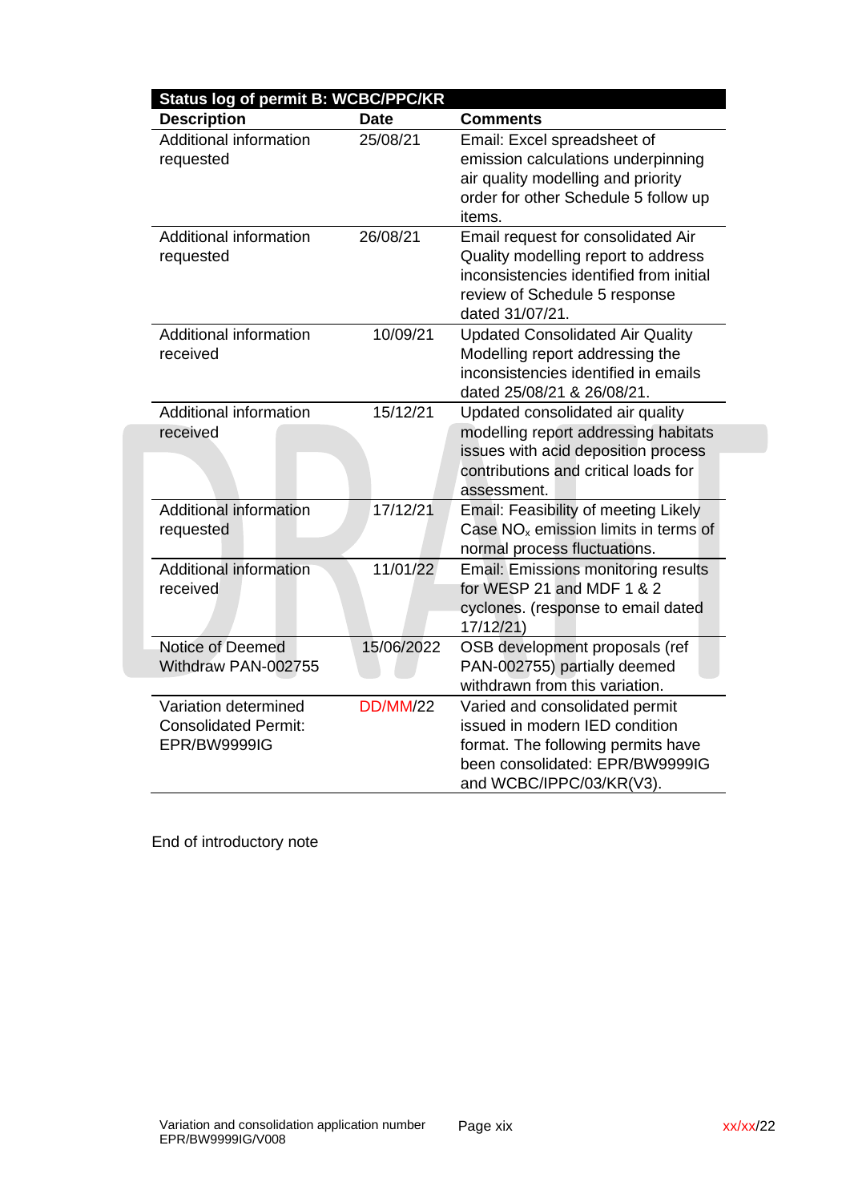| Status log of permit B: WCBC/PPC/KR | | |
|---|---|---|
| **Description** | **Date** | **Comments** |
| Additional information requested | 25/08/21 | Email: Excel spreadsheet of emission calculations underpinning air quality modelling and priority order for other Schedule 5 follow up items. |
| Additional information requested | 26/08/21 | Email request for consolidated Air Quality modelling report to address inconsistencies identified from initial review of Schedule 5 response dated 31/07/21. |
| Additional information received | 10/09/21 | Updated Consolidated Air Quality Modelling report addressing the inconsistencies identified in emails dated 25/08/21 & 26/08/21. |
| Additional information received | 15/12/21 | Updated consolidated air quality modelling report addressing habitats issues with acid deposition process contributions and critical loads for assessment. |
| Additional information requested | 17/12/21 | Email: Feasibility of meeting Likely Case $NO_x$ emission limits in terms of normal process fluctuations. |
| Additional information received | 11/01/22 | Email: Emissions monitoring results for WESP 21 and MDF 1 & 2 cyclones. (response to email dated 17/12/21) |
| Notice of Deemed Withdraw PAN-002755 | 15/06/2022 | OSB development proposals (ref PAN-002755) partially deemed withdrawn from this variation. |
| Variation determined Consolidated Permit: EPR/BW9999IG | DD/MM/22 | Varied and consolidated permit issued in modern IED condition format. The following permits have been consolidated: EPR/BW9999IG and WCBC/IPPC/03/KR(V3). |

End of introductory note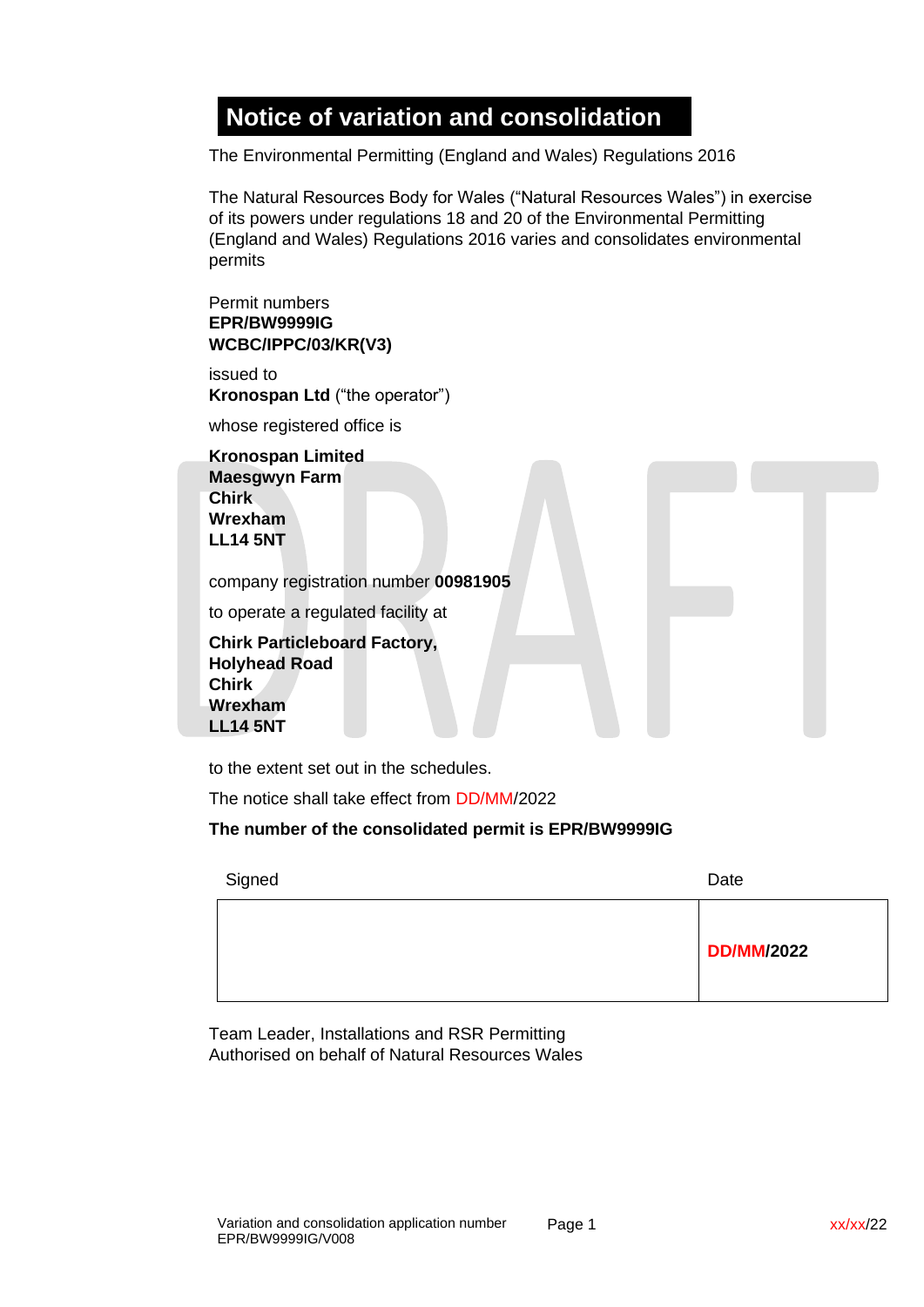# Notice of variation and consolidation

The Environmental Permitting (England and Wales) Regulations 2016

The Natural Resources Body for Wales ("Natural Resources Wales") in exercise of its powers under regulations 18 and 20 of the Environmental Permitting (England and Wales) Regulations 2016 varies and consolidates environmental permits

Permit numbers
**EPR/BW9999IG**
**WCBC/IPPC/03/KR(V3)**

issued to
**Kronospan Ltd** ("the operator")

whose registered office is

**Kronospan Limited**
**Maesgwyn Farm**
**Chirk**
**Wrexham**
**LL14 5NT**

company registration number **00981905**

to operate a regulated facility at

**Chirk Particleboard Factory,**
**Holyhead Road**
**Chirk**
**Wrexham**
**LL14 5NT**

to the extent set out in the schedules.

The notice shall take effect from DD/MM/2022

**The number of the consolidated permit is EPR/BW9999IG**

| Signed | Date |
|---|---|
| | **DD/MM/2022** |

Team Leader, Installations and RSR Permitting
Authorised on behalf of Natural Resources Wales

Variation and consolidation application number EPR/BW9999IG/V008

xx/xx/22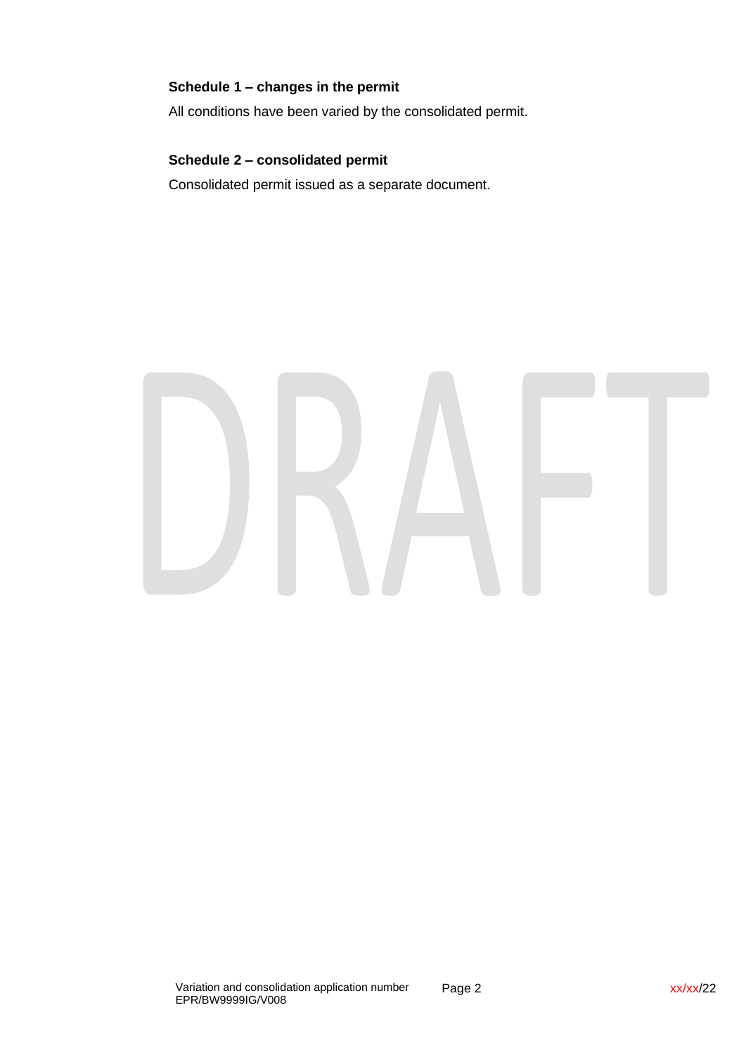**Schedule 1 – changes in the permit**

All conditions have been varied by the consolidated permit.

**Schedule 2 – consolidated permit**

Consolidated permit issued as a separate document.